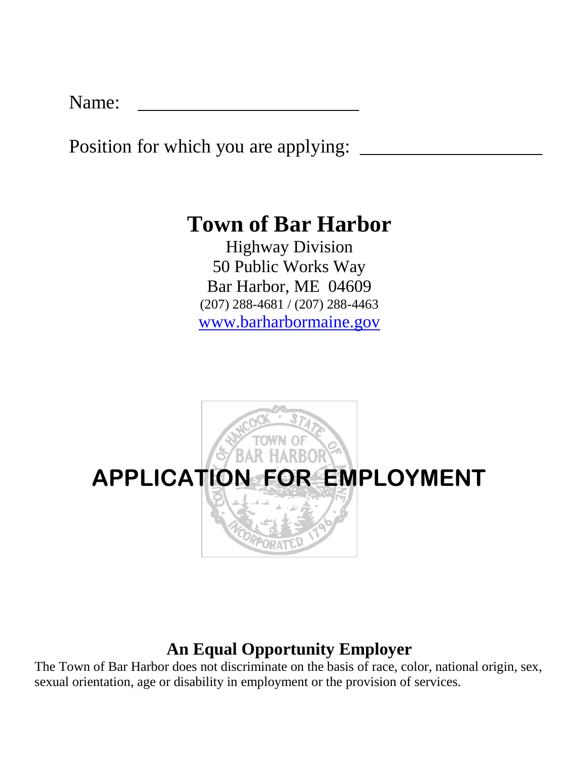Name: ________________________

Position for which you are applying: ____________________

# Town of Bar Harbor

Highway Division
50 Public Works Way
Bar Harbor, ME 04609
(207) 288-4681 / (207) 288-4463
www.barharbormaine.gov

# APPLICATION FOR EMPLOYMENT

## An Equal Opportunity Employer

The Town of Bar Harbor does not discriminate on the basis of race, color, national origin, sex, sexual orientation, age or disability in employment or the provision of services.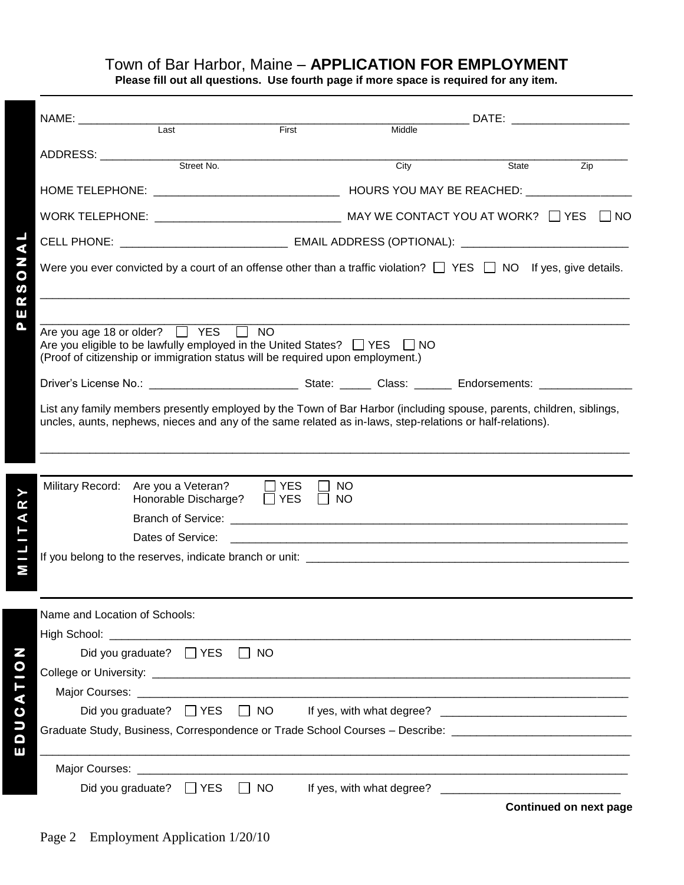# Town of Bar Harbor, Maine – **APPLICATION FOR EMPLOYMENT**

**Please fill out all questions. Use fourth page if more space is required for any item.**

## PERSONAL

NAME: ______________________________________________ DATE: ________________
Last First Middle

ADDRESS: ______________________________________________________________
Street No. City State Zip

HOME TELEPHONE: ___________________________ HOURS YOU MAY BE REACHED: _______________

WORK TELEPHONE: ___________________________ MAY WE CONTACT YOU AT WORK? ☐ YES ☐ NO

CELL PHONE: _________________________ EMAIL ADDRESS (OPTIONAL): ________________________

Were you ever convicted by a court of an offense other than a traffic violation? ☐ YES ☐ NO If yes, give details.

_______________________________________________________________________________

_______________________________________________________________________________

Are you age 18 or older? ☐ YES ☐ NO

Are you eligible to be lawfully employed in the United States? ☐ YES ☐ NO

(Proof of citizenship or immigration status will be required upon employment.)

Driver's License No.: ______________________ State: _____ Class: ______ Endorsements: _____________

List any family members presently employed by the Town of Bar Harbor (including spouse, parents, children, siblings, uncles, aunts, nephews, nieces and any of the same related as in-laws, step-relations or half-relations).

_______________________________________________________________________________

## MILITARY

Military Record: Are you a Veteran? ☐ YES ☐ NO

Honorable Discharge? ☐ YES ☐ NO

Branch of Service: ______________________________________________________________

Dates of Service: ______________________________________________________________

If you belong to the reserves, indicate branch or unit: _____________________________________________

## EDUCATION

Name and Location of Schools:

High School: ___________________________________________________________________

Did you graduate? ☐ YES ☐ NO

College or University: ___________________________________________________________

Major Courses: _________________________________________________________________

Did you graduate? ☐ YES ☐ NO If yes, with what degree? ___________________________

Graduate Study, Business, Correspondence or Trade School Courses – Describe: ________________________

_______________________________________________________________________________

Major Courses: _________________________________________________________________

Did you graduate? ☐ YES ☐ NO If yes, with what degree? ___________________________

**Continued on next page**

Page 2 Employment Application 1/20/10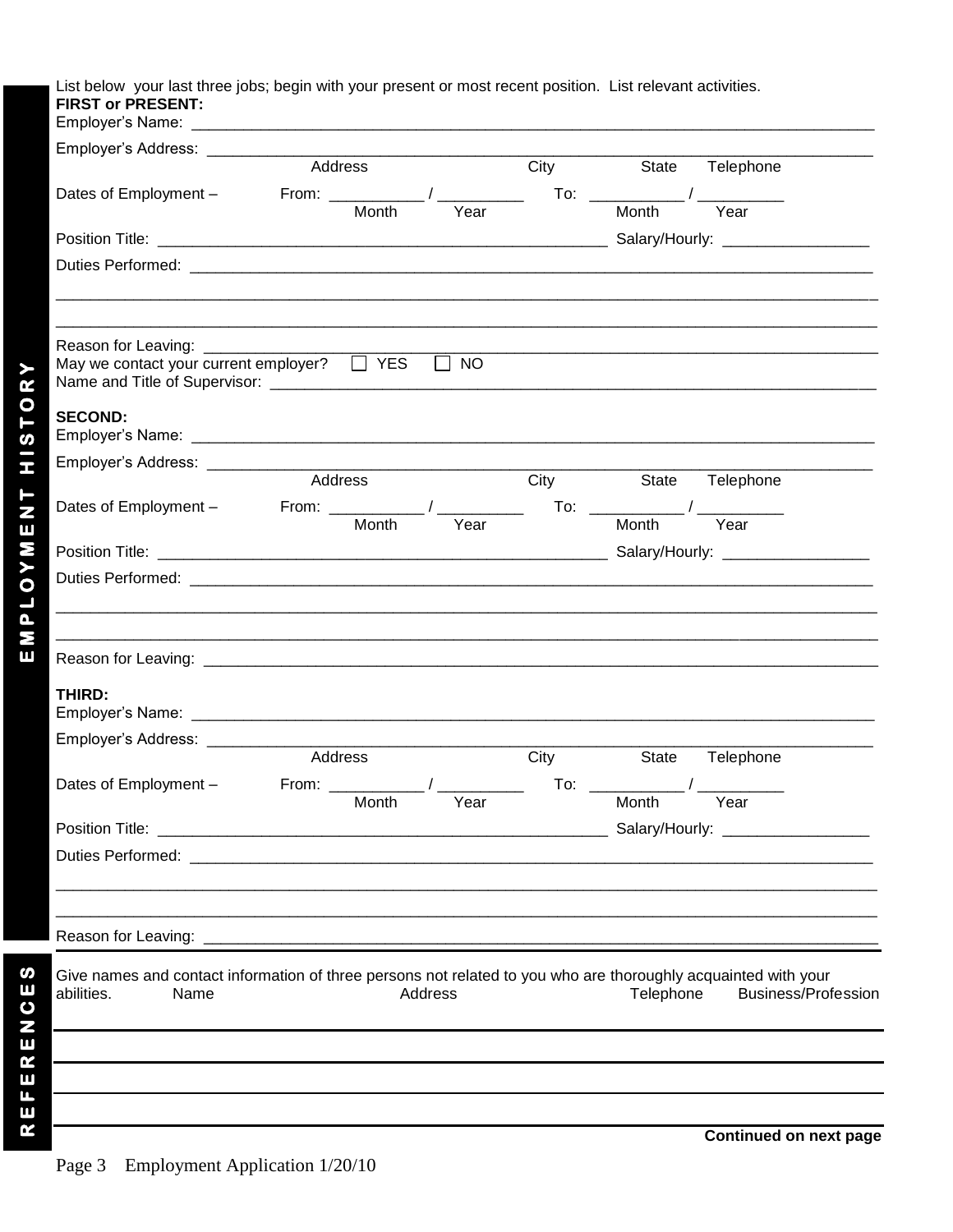## EMPLOYMENT HISTORY

List below your last three jobs; begin with your present or most recent position. List relevant activities.

**FIRST or PRESENT:**

Employer's Name: ______________________________________________

Employer's Address: ______________________________________________
Address City State Telephone

Dates of Employment – From: ________ / ________ To: ________ / ________
Month Year Month Year

Position Title: ______________________________ Salary/Hourly: ______________

Duties Performed: ______________________________________________

______________________________________________

______________________________________________

Reason for Leaving: ______________________________________________

May we contact your current employer? ☐ YES ☐ NO

Name and Title of Supervisor: ______________________________________________

**SECOND:**

Employer's Name: ______________________________________________

Employer's Address: ______________________________________________
Address City State Telephone

Dates of Employment – From: ________ / ________ To: ________ / ________
Month Year Month Year

Position Title: ______________________________ Salary/Hourly: ______________

Duties Performed: ______________________________________________

______________________________________________

______________________________________________

Reason for Leaving: ______________________________________________

**THIRD:**

Employer's Name: ______________________________________________

Employer's Address: ______________________________________________
Address City State Telephone

Dates of Employment – From: ________ / ________ To: ________ / ________
Month Year Month Year

Position Title: ______________________________ Salary/Hourly: ______________

Duties Performed: ______________________________________________

______________________________________________

______________________________________________

Reason for Leaving: ______________________________________________

## REFERENCES

Give names and contact information of three persons not related to you who are thoroughly acquainted with your abilities.

| Name | Address | Telephone | Business/Profession |
|---|---|---|---|
| | | | |
| | | | |
| | | | |

**Continued on next page**

Page 3 Employment Application 1/20/10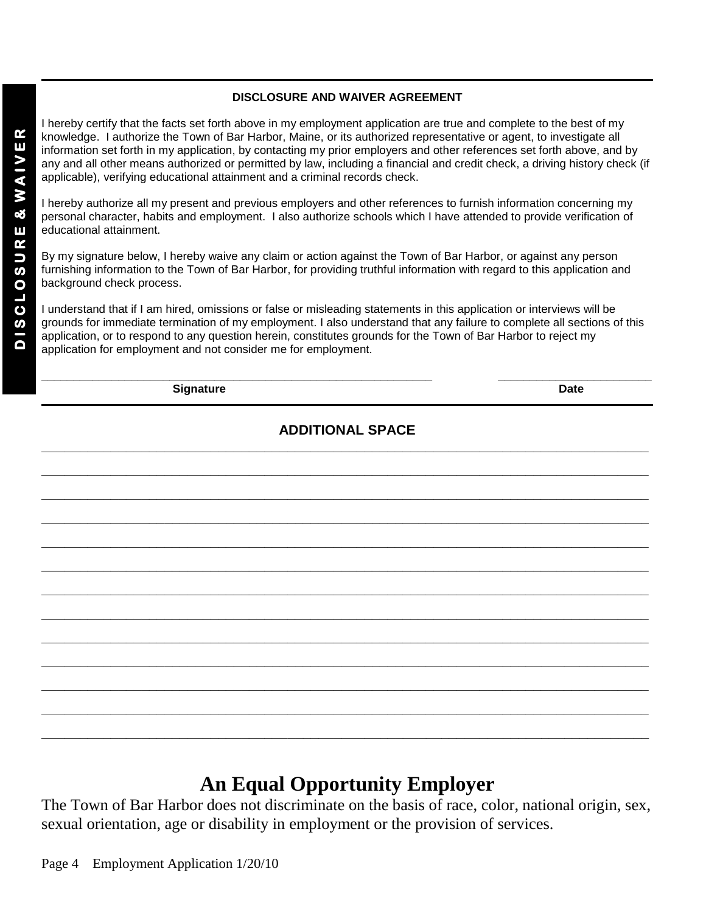DISCLOSURE & WAIVER

### DISCLOSURE AND WAIVER AGREEMENT

I hereby certify that the facts set forth above in my employment application are true and complete to the best of my knowledge. I authorize the Town of Bar Harbor, Maine, or its authorized representative or agent, to investigate all information set forth in my application, by contacting my prior employers and other references set forth above, and by any and all other means authorized or permitted by law, including a financial and credit check, a driving history check (if applicable), verifying educational attainment and a criminal records check.

I hereby authorize all my present and previous employers and other references to furnish information concerning my personal character, habits and employment. I also authorize schools which I have attended to provide verification of educational attainment.

By my signature below, I hereby waive any claim or action against the Town of Bar Harbor, or against any person furnishing information to the Town of Bar Harbor, for providing truthful information with regard to this application and background check process.

I understand that if I am hired, omissions or false or misleading statements in this application or interviews will be grounds for immediate termination of my employment. I also understand that any failure to complete all sections of this application, or to respond to any question herein, constitutes grounds for the Town of Bar Harbor to reject my application for employment and not consider me for employment.

_______________________________________________ &nbsp;&nbsp;&nbsp;&nbsp; ____________________

**Signature** &nbsp;&nbsp;&nbsp;&nbsp; **Date**

### ADDITIONAL SPACE

______________________________________________________________________________

______________________________________________________________________________

______________________________________________________________________________

______________________________________________________________________________

______________________________________________________________________________

______________________________________________________________________________

______________________________________________________________________________

______________________________________________________________________________

______________________________________________________________________________

______________________________________________________________________________

______________________________________________________________________________

______________________________________________________________________________

______________________________________________________________________________

## An Equal Opportunity Employer

The Town of Bar Harbor does not discriminate on the basis of race, color, national origin, sex, sexual orientation, age or disability in employment or the provision of services.

Employment Application 1/20/10